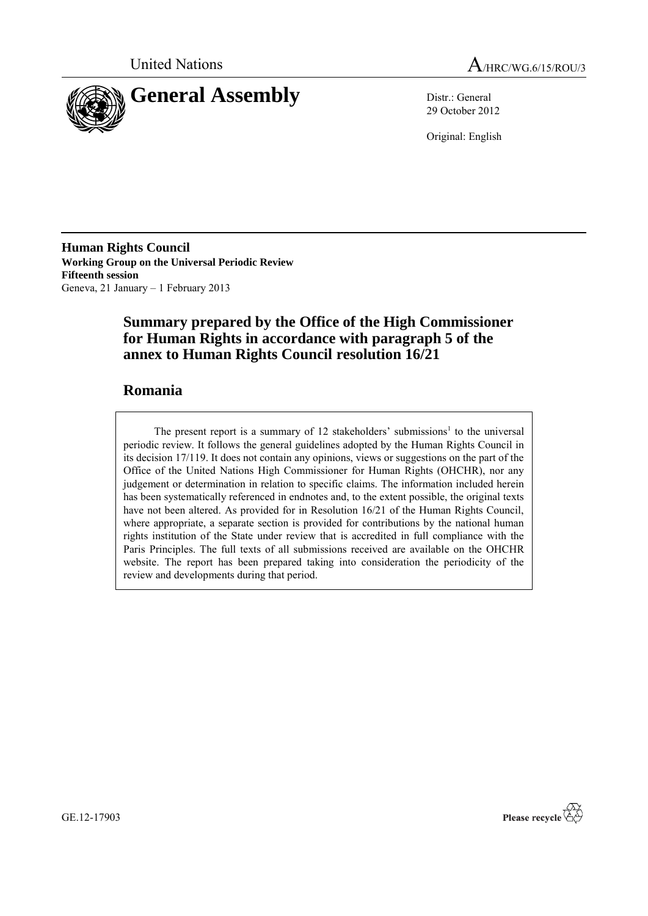United Nations

A/HRC/WG.6/15/ROU/3

# General Assembly

Distr.: General
29 October 2012

Original: English

**Human Rights Council**
**Working Group on the Universal Periodic Review**
**Fifteenth session**
Geneva, 21 January – 1 February 2013

## Summary prepared by the Office of the High Commissioner for Human Rights in accordance with paragraph 5 of the annex to Human Rights Council resolution 16/21

## Romania

The present report is a summary of 12 stakeholders' submissions[1] to the universal periodic review. It follows the general guidelines adopted by the Human Rights Council in its decision 17/119. It does not contain any opinions, views or suggestions on the part of the Office of the United Nations High Commissioner for Human Rights (OHCHR), nor any judgement or determination in relation to specific claims. The information included herein has been systematically referenced in endnotes and, to the extent possible, the original texts have not been altered. As provided for in Resolution 16/21 of the Human Rights Council, where appropriate, a separate section is provided for contributions by the national human rights institution of the State under review that is accredited in full compliance with the Paris Principles. The full texts of all submissions received are available on the OHCHR website. The report has been prepared taking into consideration the periodicity of the review and developments during that period.

GE.12-17903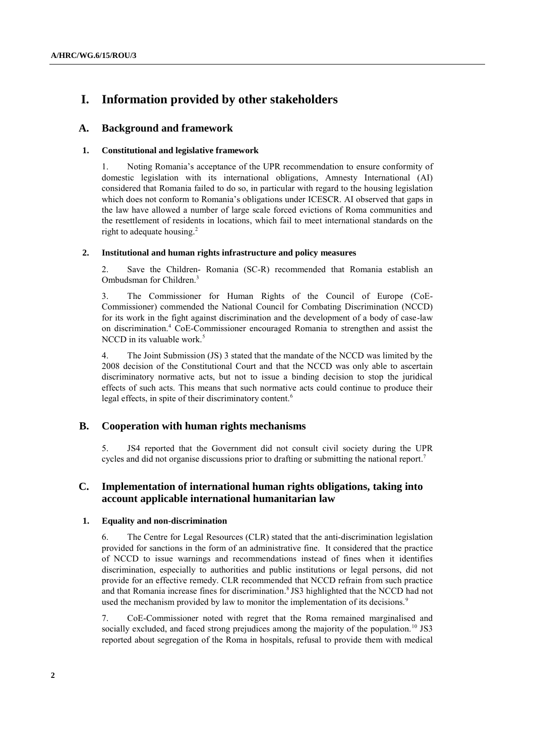# I. Information provided by other stakeholders

## A. Background and framework

### 1. Constitutional and legislative framework

1. Noting Romania's acceptance of the UPR recommendation to ensure conformity of domestic legislation with its international obligations, Amnesty International (AI) considered that Romania failed to do so, in particular with regard to the housing legislation which does not conform to Romania's obligations under ICESCR. AI observed that gaps in the law have allowed a number of large scale forced evictions of Roma communities and the resettlement of residents in locations, which fail to meet international standards on the right to adequate housing.[2]

### 2. Institutional and human rights infrastructure and policy measures

2. Save the Children- Romania (SC-R) recommended that Romania establish an Ombudsman for Children.[3]

3. The Commissioner for Human Rights of the Council of Europe (CoE-Commissioner) commended the National Council for Combating Discrimination (NCCD) for its work in the fight against discrimination and the development of a body of case-law on discrimination.[4] CoE-Commissioner encouraged Romania to strengthen and assist the NCCD in its valuable work.[5]

4. The Joint Submission (JS) 3 stated that the mandate of the NCCD was limited by the 2008 decision of the Constitutional Court and that the NCCD was only able to ascertain discriminatory normative acts, but not to issue a binding decision to stop the juridical effects of such acts. This means that such normative acts could continue to produce their legal effects, in spite of their discriminatory content.[6]

## B. Cooperation with human rights mechanisms

5. JS4 reported that the Government did not consult civil society during the UPR cycles and did not organise discussions prior to drafting or submitting the national report.[7]

## C. Implementation of international human rights obligations, taking into account applicable international humanitarian law

### 1. Equality and non-discrimination

6. The Centre for Legal Resources (CLR) stated that the anti-discrimination legislation provided for sanctions in the form of an administrative fine. It considered that the practice of NCCD to issue warnings and recommendations instead of fines when it identifies discrimination, especially to authorities and public institutions or legal persons, did not provide for an effective remedy. CLR recommended that NCCD refrain from such practice and that Romania increase fines for discrimination.[8] JS3 highlighted that the NCCD had not used the mechanism provided by law to monitor the implementation of its decisions.[9]

7. CoE-Commissioner noted with regret that the Roma remained marginalised and socially excluded, and faced strong prejudices among the majority of the population.[10] JS3 reported about segregation of the Roma in hospitals, refusal to provide them with medical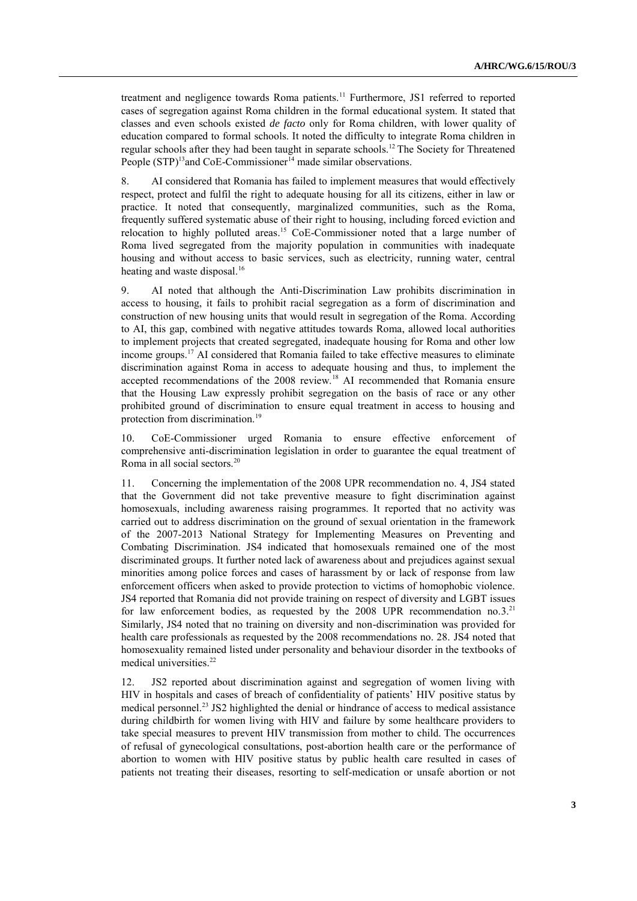treatment and negligence towards Roma patients.[11] Furthermore, JS1 referred to reported cases of segregation against Roma children in the formal educational system. It stated that classes and even schools existed *de facto* only for Roma children, with lower quality of education compared to formal schools. It noted the difficulty to integrate Roma children in regular schools after they had been taught in separate schools.[12] The Society for Threatened People (STP)[13]and CoE-Commissioner[14] made similar observations.

8. AI considered that Romania has failed to implement measures that would effectively respect, protect and fulfil the right to adequate housing for all its citizens, either in law or practice. It noted that consequently, marginalized communities, such as the Roma, frequently suffered systematic abuse of their right to housing, including forced eviction and relocation to highly polluted areas.[15] CoE-Commissioner noted that a large number of Roma lived segregated from the majority population in communities with inadequate housing and without access to basic services, such as electricity, running water, central heating and waste disposal.[16]

9. AI noted that although the Anti-Discrimination Law prohibits discrimination in access to housing, it fails to prohibit racial segregation as a form of discrimination and construction of new housing units that would result in segregation of the Roma. According to AI, this gap, combined with negative attitudes towards Roma, allowed local authorities to implement projects that created segregated, inadequate housing for Roma and other low income groups.[17] AI considered that Romania failed to take effective measures to eliminate discrimination against Roma in access to adequate housing and thus, to implement the accepted recommendations of the 2008 review.[18] AI recommended that Romania ensure that the Housing Law expressly prohibit segregation on the basis of race or any other prohibited ground of discrimination to ensure equal treatment in access to housing and protection from discrimination.[19]

10. CoE-Commissioner urged Romania to ensure effective enforcement of comprehensive anti-discrimination legislation in order to guarantee the equal treatment of Roma in all social sectors.[20]

11. Concerning the implementation of the 2008 UPR recommendation no. 4, JS4 stated that the Government did not take preventive measure to fight discrimination against homosexuals, including awareness raising programmes. It reported that no activity was carried out to address discrimination on the ground of sexual orientation in the framework of the 2007-2013 National Strategy for Implementing Measures on Preventing and Combating Discrimination. JS4 indicated that homosexuals remained one of the most discriminated groups. It further noted lack of awareness about and prejudices against sexual minorities among police forces and cases of harassment by or lack of response from law enforcement officers when asked to provide protection to victims of homophobic violence. JS4 reported that Romania did not provide training on respect of diversity and LGBT issues for law enforcement bodies, as requested by the 2008 UPR recommendation no.3.[21] Similarly, JS4 noted that no training on diversity and non-discrimination was provided for health care professionals as requested by the 2008 recommendations no. 28. JS4 noted that homosexuality remained listed under personality and behaviour disorder in the textbooks of medical universities.[22]

12. JS2 reported about discrimination against and segregation of women living with HIV in hospitals and cases of breach of confidentiality of patients' HIV positive status by medical personnel.[23] JS2 highlighted the denial or hindrance of access to medical assistance during childbirth for women living with HIV and failure by some healthcare providers to take special measures to prevent HIV transmission from mother to child. The occurrences of refusal of gynecological consultations, post-abortion health care or the performance of abortion to women with HIV positive status by public health care resulted in cases of patients not treating their diseases, resorting to self-medication or unsafe abortion or not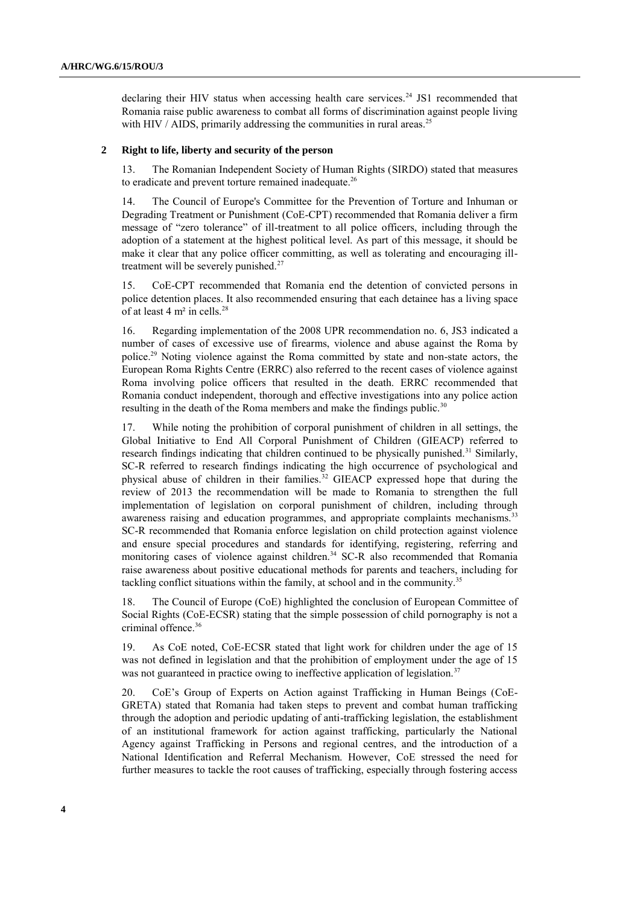declaring their HIV status when accessing health care services.[24] JS1 recommended that Romania raise public awareness to combat all forms of discrimination against people living with HIV / AIDS, primarily addressing the communities in rural areas.[25]

## 2 Right to life, liberty and security of the person

13. The Romanian Independent Society of Human Rights (SIRDO) stated that measures to eradicate and prevent torture remained inadequate.[26]

14. The Council of Europe's Committee for the Prevention of Torture and Inhuman or Degrading Treatment or Punishment (CoE-CPT) recommended that Romania deliver a firm message of "zero tolerance" of ill-treatment to all police officers, including through the adoption of a statement at the highest political level. As part of this message, it should be make it clear that any police officer committing, as well as tolerating and encouraging ill-treatment will be severely punished.[27]

15. CoE-CPT recommended that Romania end the detention of convicted persons in police detention places. It also recommended ensuring that each detainee has a living space of at least 4 m² in cells.[28]

16. Regarding implementation of the 2008 UPR recommendation no. 6, JS3 indicated a number of cases of excessive use of firearms, violence and abuse against the Roma by police.[29] Noting violence against the Roma committed by state and non-state actors, the European Roma Rights Centre (ERRC) also referred to the recent cases of violence against Roma involving police officers that resulted in the death. ERRC recommended that Romania conduct independent, thorough and effective investigations into any police action resulting in the death of the Roma members and make the findings public.[30]

17. While noting the prohibition of corporal punishment of children in all settings, the Global Initiative to End All Corporal Punishment of Children (GIEACP) referred to research findings indicating that children continued to be physically punished.[31] Similarly, SC-R referred to research findings indicating the high occurrence of psychological and physical abuse of children in their families.[32] GIEACP expressed hope that during the review of 2013 the recommendation will be made to Romania to strengthen the full implementation of legislation on corporal punishment of children, including through awareness raising and education programmes, and appropriate complaints mechanisms.[33] SC-R recommended that Romania enforce legislation on child protection against violence and ensure special procedures and standards for identifying, registering, referring and monitoring cases of violence against children.[34] SC-R also recommended that Romania raise awareness about positive educational methods for parents and teachers, including for tackling conflict situations within the family, at school and in the community.[35]

18. The Council of Europe (CoE) highlighted the conclusion of European Committee of Social Rights (CoE-ECSR) stating that the simple possession of child pornography is not a criminal offence.[36]

19. As CoE noted, CoE-ECSR stated that light work for children under the age of 15 was not defined in legislation and that the prohibition of employment under the age of 15 was not guaranteed in practice owing to ineffective application of legislation.[37]

20. CoE's Group of Experts on Action against Trafficking in Human Beings (CoE-GRETA) stated that Romania had taken steps to prevent and combat human trafficking through the adoption and periodic updating of anti-trafficking legislation, the establishment of an institutional framework for action against trafficking, particularly the National Agency against Trafficking in Persons and regional centres, and the introduction of a National Identification and Referral Mechanism. However, CoE stressed the need for further measures to tackle the root causes of trafficking, especially through fostering access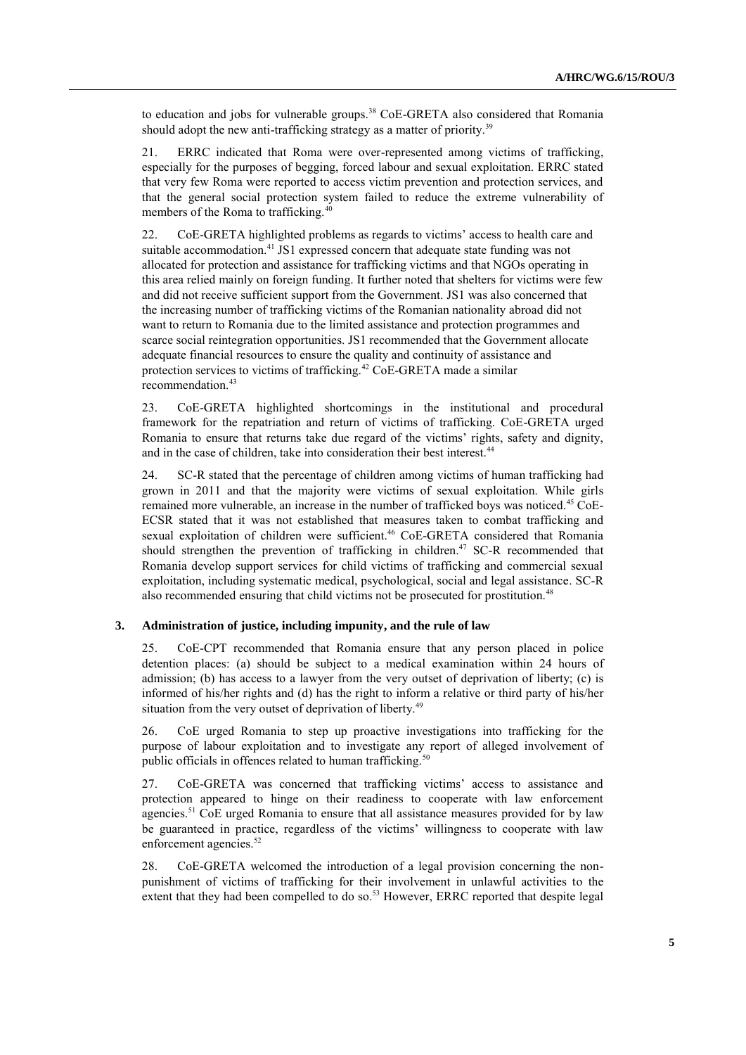to education and jobs for vulnerable groups.[38] CoE-GRETA also considered that Romania should adopt the new anti-trafficking strategy as a matter of priority.[39]

21. ERRC indicated that Roma were over-represented among victims of trafficking, especially for the purposes of begging, forced labour and sexual exploitation. ERRC stated that very few Roma were reported to access victim prevention and protection services, and that the general social protection system failed to reduce the extreme vulnerability of members of the Roma to trafficking.[40]

22. CoE-GRETA highlighted problems as regards to victims' access to health care and suitable accommodation.[41] JS1 expressed concern that adequate state funding was not allocated for protection and assistance for trafficking victims and that NGOs operating in this area relied mainly on foreign funding. It further noted that shelters for victims were few and did not receive sufficient support from the Government. JS1 was also concerned that the increasing number of trafficking victims of the Romanian nationality abroad did not want to return to Romania due to the limited assistance and protection programmes and scarce social reintegration opportunities. JS1 recommended that the Government allocate adequate financial resources to ensure the quality and continuity of assistance and protection services to victims of trafficking.[42] CoE-GRETA made a similar recommendation.[43]

23. CoE-GRETA highlighted shortcomings in the institutional and procedural framework for the repatriation and return of victims of trafficking. CoE-GRETA urged Romania to ensure that returns take due regard of the victims' rights, safety and dignity, and in the case of children, take into consideration their best interest.[44]

24. SC-R stated that the percentage of children among victims of human trafficking had grown in 2011 and that the majority were victims of sexual exploitation. While girls remained more vulnerable, an increase in the number of trafficked boys was noticed.[45] CoE-ECSR stated that it was not established that measures taken to combat trafficking and sexual exploitation of children were sufficient.[46] CoE-GRETA considered that Romania should strengthen the prevention of trafficking in children.[47] SC-R recommended that Romania develop support services for child victims of trafficking and commercial sexual exploitation, including systematic medical, psychological, social and legal assistance. SC-R also recommended ensuring that child victims not be prosecuted for prostitution.[48]

### 3. Administration of justice, including impunity, and the rule of law

25. CoE-CPT recommended that Romania ensure that any person placed in police detention places: (a) should be subject to a medical examination within 24 hours of admission; (b) has access to a lawyer from the very outset of deprivation of liberty; (c) is informed of his/her rights and (d) has the right to inform a relative or third party of his/her situation from the very outset of deprivation of liberty.[49]

26. CoE urged Romania to step up proactive investigations into trafficking for the purpose of labour exploitation and to investigate any report of alleged involvement of public officials in offences related to human trafficking.[50]

27. CoE-GRETA was concerned that trafficking victims' access to assistance and protection appeared to hinge on their readiness to cooperate with law enforcement agencies.[51] CoE urged Romania to ensure that all assistance measures provided for by law be guaranteed in practice, regardless of the victims' willingness to cooperate with law enforcement agencies.[52]

28. CoE-GRETA welcomed the introduction of a legal provision concerning the non-punishment of victims of trafficking for their involvement in unlawful activities to the extent that they had been compelled to do so.[53] However, ERRC reported that despite legal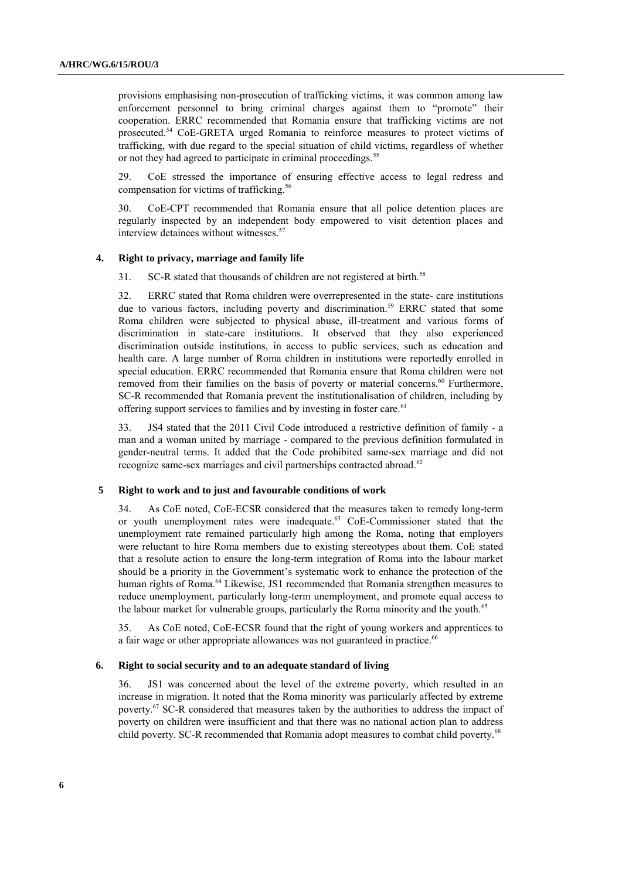provisions emphasising non-prosecution of trafficking victims, it was common among law enforcement personnel to bring criminal charges against them to "promote" their cooperation. ERRC recommended that Romania ensure that trafficking victims are not prosecuted.[54] CoE-GRETA urged Romania to reinforce measures to protect victims of trafficking, with due regard to the special situation of child victims, regardless of whether or not they had agreed to participate in criminal proceedings.[55]

29. CoE stressed the importance of ensuring effective access to legal redress and compensation for victims of trafficking.[56]

30. CoE-CPT recommended that Romania ensure that all police detention places are regularly inspected by an independent body empowered to visit detention places and interview detainees without witnesses.[57]

### 4. Right to privacy, marriage and family life

31. SC-R stated that thousands of children are not registered at birth.[58]

32. ERRC stated that Roma children were overrepresented in the state- care institutions due to various factors, including poverty and discrimination.[59] ERRC stated that some Roma children were subjected to physical abuse, ill-treatment and various forms of discrimination in state-care institutions. It observed that they also experienced discrimination outside institutions, in access to public services, such as education and health care. A large number of Roma children in institutions were reportedly enrolled in special education. ERRC recommended that Romania ensure that Roma children were not removed from their families on the basis of poverty or material concerns.[60] Furthermore, SC-R recommended that Romania prevent the institutionalisation of children, including by offering support services to families and by investing in foster care.[61]

33. JS4 stated that the 2011 Civil Code introduced a restrictive definition of family - a man and a woman united by marriage - compared to the previous definition formulated in gender-neutral terms. It added that the Code prohibited same-sex marriage and did not recognize same-sex marriages and civil partnerships contracted abroad.[62]

### 5 Right to work and to just and favourable conditions of work

34. As CoE noted, CoE-ECSR considered that the measures taken to remedy long-term or youth unemployment rates were inadequate.[63] CoE-Commissioner stated that the unemployment rate remained particularly high among the Roma, noting that employers were reluctant to hire Roma members due to existing stereotypes about them. CoE stated that a resolute action to ensure the long-term integration of Roma into the labour market should be a priority in the Government's systematic work to enhance the protection of the human rights of Roma.[64] Likewise, JS1 recommended that Romania strengthen measures to reduce unemployment, particularly long-term unemployment, and promote equal access to the labour market for vulnerable groups, particularly the Roma minority and the youth.[65]

35. As CoE noted, CoE-ECSR found that the right of young workers and apprentices to a fair wage or other appropriate allowances was not guaranteed in practice.[66]

### 6. Right to social security and to an adequate standard of living

36. JS1 was concerned about the level of the extreme poverty, which resulted in an increase in migration. It noted that the Roma minority was particularly affected by extreme poverty.[67] SC-R considered that measures taken by the authorities to address the impact of poverty on children were insufficient and that there was no national action plan to address child poverty. SC-R recommended that Romania adopt measures to combat child poverty.[68]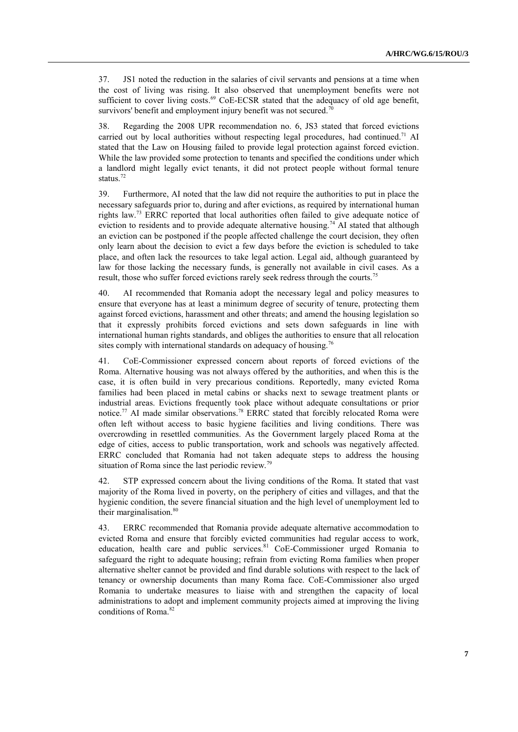37. JS1 noted the reduction in the salaries of civil servants and pensions at a time when the cost of living was rising. It also observed that unemployment benefits were not sufficient to cover living costs.[69] CoE-ECSR stated that the adequacy of old age benefit, survivors' benefit and employment injury benefit was not secured.[70]

38. Regarding the 2008 UPR recommendation no. 6, JS3 stated that forced evictions carried out by local authorities without respecting legal procedures, had continued.[71] AI stated that the Law on Housing failed to provide legal protection against forced eviction. While the law provided some protection to tenants and specified the conditions under which a landlord might legally evict tenants, it did not protect people without formal tenure status.[72]

39. Furthermore, AI noted that the law did not require the authorities to put in place the necessary safeguards prior to, during and after evictions, as required by international human rights law.[73] ERRC reported that local authorities often failed to give adequate notice of eviction to residents and to provide adequate alternative housing.[74] AI stated that although an eviction can be postponed if the people affected challenge the court decision, they often only learn about the decision to evict a few days before the eviction is scheduled to take place, and often lack the resources to take legal action. Legal aid, although guaranteed by law for those lacking the necessary funds, is generally not available in civil cases. As a result, those who suffer forced evictions rarely seek redress through the courts.[75]

40. AI recommended that Romania adopt the necessary legal and policy measures to ensure that everyone has at least a minimum degree of security of tenure, protecting them against forced evictions, harassment and other threats; and amend the housing legislation so that it expressly prohibits forced evictions and sets down safeguards in line with international human rights standards, and obliges the authorities to ensure that all relocation sites comply with international standards on adequacy of housing.[76]

41. CoE-Commissioner expressed concern about reports of forced evictions of the Roma. Alternative housing was not always offered by the authorities, and when this is the case, it is often build in very precarious conditions. Reportedly, many evicted Roma families had been placed in metal cabins or shacks next to sewage treatment plants or industrial areas. Evictions frequently took place without adequate consultations or prior notice.[77] AI made similar observations.[78] ERRC stated that forcibly relocated Roma were often left without access to basic hygiene facilities and living conditions. There was overcrowding in resettled communities. As the Government largely placed Roma at the edge of cities, access to public transportation, work and schools was negatively affected. ERRC concluded that Romania had not taken adequate steps to address the housing situation of Roma since the last periodic review.[79]

42. STP expressed concern about the living conditions of the Roma. It stated that vast majority of the Roma lived in poverty, on the periphery of cities and villages, and that the hygienic condition, the severe financial situation and the high level of unemployment led to their marginalisation.[80]

43. ERRC recommended that Romania provide adequate alternative accommodation to evicted Roma and ensure that forcibly evicted communities had regular access to work, education, health care and public services.[81] CoE-Commissioner urged Romania to safeguard the right to adequate housing; refrain from evicting Roma families when proper alternative shelter cannot be provided and find durable solutions with respect to the lack of tenancy or ownership documents than many Roma face. CoE-Commissioner also urged Romania to undertake measures to liaise with and strengthen the capacity of local administrations to adopt and implement community projects aimed at improving the living conditions of Roma.[82]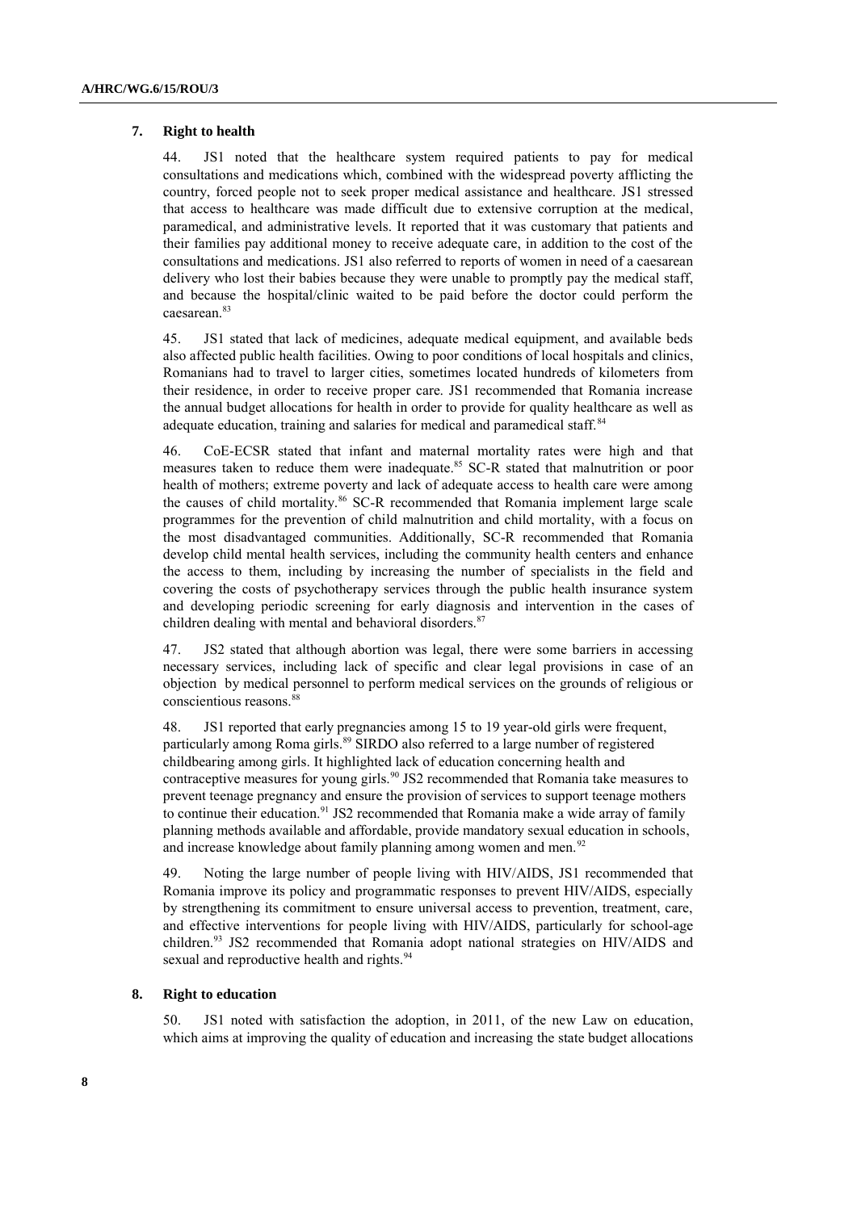### 7. Right to health

44. JS1 noted that the healthcare system required patients to pay for medical consultations and medications which, combined with the widespread poverty afflicting the country, forced people not to seek proper medical assistance and healthcare. JS1 stressed that access to healthcare was made difficult due to extensive corruption at the medical, paramedical, and administrative levels. It reported that it was customary that patients and their families pay additional money to receive adequate care, in addition to the cost of the consultations and medications. JS1 also referred to reports of women in need of a caesarean delivery who lost their babies because they were unable to promptly pay the medical staff, and because the hospital/clinic waited to be paid before the doctor could perform the caesarean.[83]

45. JS1 stated that lack of medicines, adequate medical equipment, and available beds also affected public health facilities. Owing to poor conditions of local hospitals and clinics, Romanians had to travel to larger cities, sometimes located hundreds of kilometers from their residence, in order to receive proper care. JS1 recommended that Romania increase the annual budget allocations for health in order to provide for quality healthcare as well as adequate education, training and salaries for medical and paramedical staff.[84]

46. CoE-ECSR stated that infant and maternal mortality rates were high and that measures taken to reduce them were inadequate.[85] SC-R stated that malnutrition or poor health of mothers; extreme poverty and lack of adequate access to health care were among the causes of child mortality.[86] SC-R recommended that Romania implement large scale programmes for the prevention of child malnutrition and child mortality, with a focus on the most disadvantaged communities. Additionally, SC-R recommended that Romania develop child mental health services, including the community health centers and enhance the access to them, including by increasing the number of specialists in the field and covering the costs of psychotherapy services through the public health insurance system and developing periodic screening for early diagnosis and intervention in the cases of children dealing with mental and behavioral disorders.[87]

47. JS2 stated that although abortion was legal, there were some barriers in accessing necessary services, including lack of specific and clear legal provisions in case of an objection by medical personnel to perform medical services on the grounds of religious or conscientious reasons.[88]

48. JS1 reported that early pregnancies among 15 to 19 year-old girls were frequent, particularly among Roma girls.[89] SIRDO also referred to a large number of registered childbearing among girls. It highlighted lack of education concerning health and contraceptive measures for young girls.[90] JS2 recommended that Romania take measures to prevent teenage pregnancy and ensure the provision of services to support teenage mothers to continue their education.[91] JS2 recommended that Romania make a wide array of family planning methods available and affordable, provide mandatory sexual education in schools, and increase knowledge about family planning among women and men.[92]

49. Noting the large number of people living with HIV/AIDS, JS1 recommended that Romania improve its policy and programmatic responses to prevent HIV/AIDS, especially by strengthening its commitment to ensure universal access to prevention, treatment, care, and effective interventions for people living with HIV/AIDS, particularly for school-age children.[93] JS2 recommended that Romania adopt national strategies on HIV/AIDS and sexual and reproductive health and rights.[94]

### 8. Right to education

50. JS1 noted with satisfaction the adoption, in 2011, of the new Law on education, which aims at improving the quality of education and increasing the state budget allocations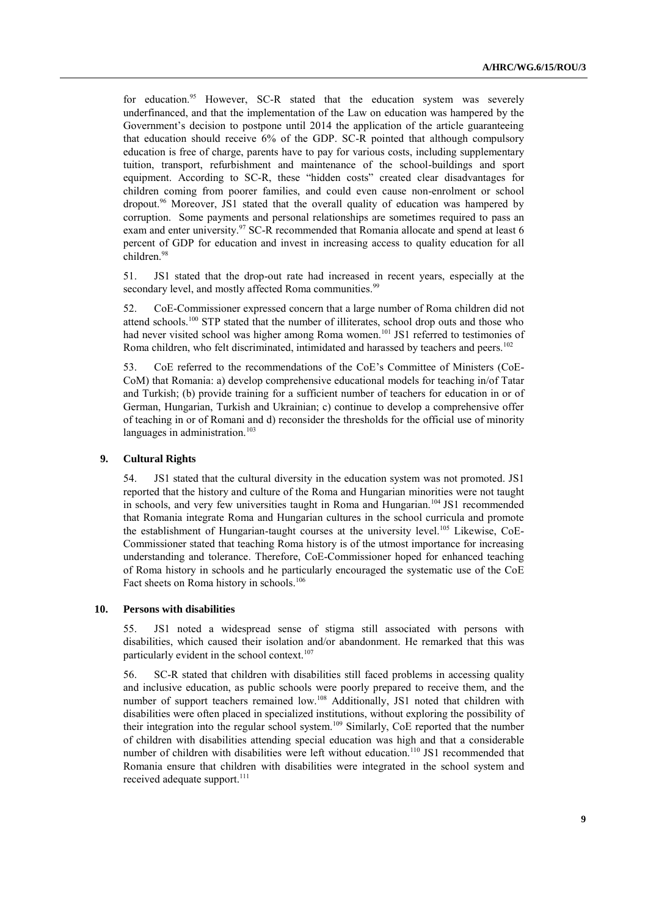for education.[95] However, SC-R stated that the education system was severely underfinanced, and that the implementation of the Law on education was hampered by the Government's decision to postpone until 2014 the application of the article guaranteeing that education should receive 6% of the GDP. SC-R pointed that although compulsory education is free of charge, parents have to pay for various costs, including supplementary tuition, transport, refurbishment and maintenance of the school-buildings and sport equipment. According to SC-R, these "hidden costs" created clear disadvantages for children coming from poorer families, and could even cause non-enrolment or school dropout.[96] Moreover, JS1 stated that the overall quality of education was hampered by corruption. Some payments and personal relationships are sometimes required to pass an exam and enter university.[97] SC-R recommended that Romania allocate and spend at least 6 percent of GDP for education and invest in increasing access to quality education for all children.[98]

51. JS1 stated that the drop-out rate had increased in recent years, especially at the secondary level, and mostly affected Roma communities.[99]

52. CoE-Commissioner expressed concern that a large number of Roma children did not attend schools.[100] STP stated that the number of illiterates, school drop outs and those who had never visited school was higher among Roma women.[101] JS1 referred to testimonies of Roma children, who felt discriminated, intimidated and harassed by teachers and peers.[102]

53. CoE referred to the recommendations of the CoE's Committee of Ministers (CoE-CoM) that Romania: a) develop comprehensive educational models for teaching in/of Tatar and Turkish; (b) provide training for a sufficient number of teachers for education in or of German, Hungarian, Turkish and Ukrainian; c) continue to develop a comprehensive offer of teaching in or of Romani and d) reconsider the thresholds for the official use of minority languages in administration.[103]

### 9. Cultural Rights

54. JS1 stated that the cultural diversity in the education system was not promoted. JS1 reported that the history and culture of the Roma and Hungarian minorities were not taught in schools, and very few universities taught in Roma and Hungarian.[104] JS1 recommended that Romania integrate Roma and Hungarian cultures in the school curricula and promote the establishment of Hungarian-taught courses at the university level.[105] Likewise, CoE-Commissioner stated that teaching Roma history is of the utmost importance for increasing understanding and tolerance. Therefore, CoE-Commissioner hoped for enhanced teaching of Roma history in schools and he particularly encouraged the systematic use of the CoE Fact sheets on Roma history in schools.[106]

### 10. Persons with disabilities

55. JS1 noted a widespread sense of stigma still associated with persons with disabilities, which caused their isolation and/or abandonment. He remarked that this was particularly evident in the school context.[107]

56. SC-R stated that children with disabilities still faced problems in accessing quality and inclusive education, as public schools were poorly prepared to receive them, and the number of support teachers remained low.[108] Additionally, JS1 noted that children with disabilities were often placed in specialized institutions, without exploring the possibility of their integration into the regular school system.[109] Similarly, CoE reported that the number of children with disabilities attending special education was high and that a considerable number of children with disabilities were left without education.[110] JS1 recommended that Romania ensure that children with disabilities were integrated in the school system and received adequate support.[111]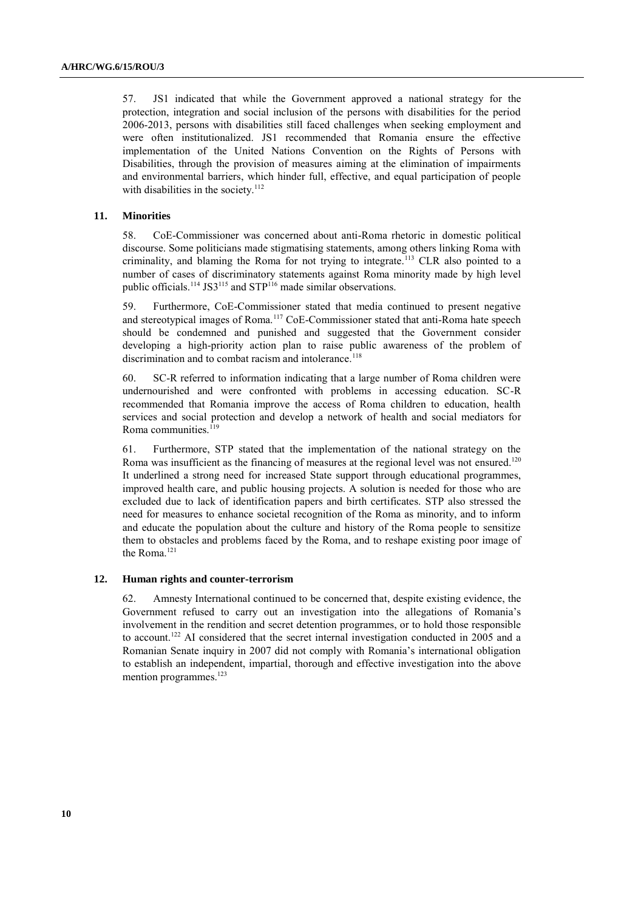57. JS1 indicated that while the Government approved a national strategy for the protection, integration and social inclusion of the persons with disabilities for the period 2006-2013, persons with disabilities still faced challenges when seeking employment and were often institutionalized. JS1 recommended that Romania ensure the effective implementation of the United Nations Convention on the Rights of Persons with Disabilities, through the provision of measures aiming at the elimination of impairments and environmental barriers, which hinder full, effective, and equal participation of people with disabilities in the society.[112]

### 11. Minorities

58. CoE-Commissioner was concerned about anti-Roma rhetoric in domestic political discourse. Some politicians made stigmatising statements, among others linking Roma with criminality, and blaming the Roma for not trying to integrate.[113] CLR also pointed to a number of cases of discriminatory statements against Roma minority made by high level public officials.[114] JS3[115] and STP[116] made similar observations.

59. Furthermore, CoE-Commissioner stated that media continued to present negative and stereotypical images of Roma.[117] CoE-Commissioner stated that anti-Roma hate speech should be condemned and punished and suggested that the Government consider developing a high-priority action plan to raise public awareness of the problem of discrimination and to combat racism and intolerance.[118]

60. SC-R referred to information indicating that a large number of Roma children were undernourished and were confronted with problems in accessing education. SC-R recommended that Romania improve the access of Roma children to education, health services and social protection and develop a network of health and social mediators for Roma communities.[119]

61. Furthermore, STP stated that the implementation of the national strategy on the Roma was insufficient as the financing of measures at the regional level was not ensured.[120] It underlined a strong need for increased State support through educational programmes, improved health care, and public housing projects. A solution is needed for those who are excluded due to lack of identification papers and birth certificates. STP also stressed the need for measures to enhance societal recognition of the Roma as minority, and to inform and educate the population about the culture and history of the Roma people to sensitize them to obstacles and problems faced by the Roma, and to reshape existing poor image of the Roma.[121]

### 12. Human rights and counter-terrorism

62. Amnesty International continued to be concerned that, despite existing evidence, the Government refused to carry out an investigation into the allegations of Romania's involvement in the rendition and secret detention programmes, or to hold those responsible to account.[122] AI considered that the secret internal investigation conducted in 2005 and a Romanian Senate inquiry in 2007 did not comply with Romania's international obligation to establish an independent, impartial, thorough and effective investigation into the above mention programmes.[123]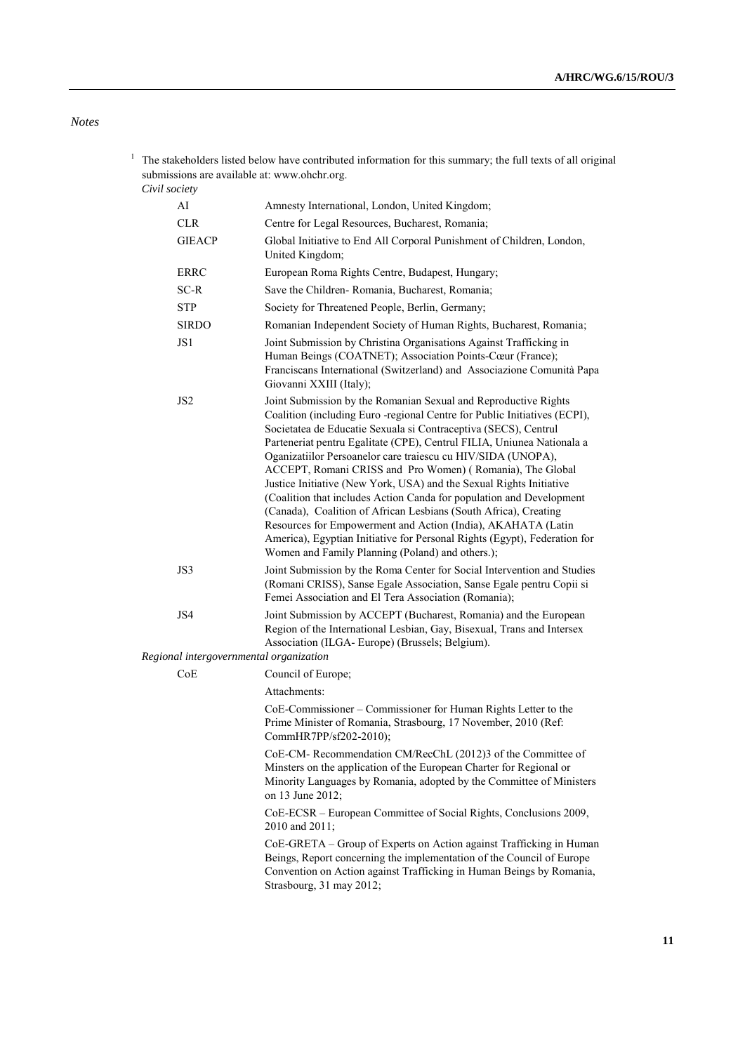*Notes*

[1] The stakeholders listed below have contributed information for this summary; the full texts of all original submissions are available at: www.ohchr.org.

*Civil society*

| | |
|---|---|
| AI | Amnesty International, London, United Kingdom; |
| CLR | Centre for Legal Resources, Bucharest, Romania; |
| GIEACP | Global Initiative to End All Corporal Punishment of Children, London, United Kingdom; |
| ERRC | European Roma Rights Centre, Budapest, Hungary; |
| SC-R | Save the Children- Romania, Bucharest, Romania; |
| STP | Society for Threatened People, Berlin, Germany; |
| SIRDO | Romanian Independent Society of Human Rights, Bucharest, Romania; |
| JS1 | Joint Submission by Christina Organisations Against Trafficking in Human Beings (COATNET); Association Points-Cœur (France); Franciscans International (Switzerland) and Associazione Comunità Papa Giovanni XXIII (Italy); |
| JS2 | Joint Submission by the Romanian Sexual and Reproductive Rights Coalition (including Euro -regional Centre for Public Initiatives (ECPI), Societatea de Educatie Sexuala si Contraceptiva (SECS), Centrul Parteneriat pentru Egalitate (CPE), Centrul FILIA, Uniunea Nationala a Oganizatiilor Persoanelor care traiescu cu HIV/SIDA (UNOPA), ACCEPT, Romani CRISS and Pro Women) ( Romania), The Global Justice Initiative (New York, USA) and the Sexual Rights Initiative (Coalition that includes Action Canda for population and Development (Canada), Coalition of African Lesbians (South Africa), Creating Resources for Empowerment and Action (India), AKAHATA (Latin America), Egyptian Initiative for Personal Rights (Egypt), Federation for Women and Family Planning (Poland) and others.); |
| JS3 | Joint Submission by the Roma Center for Social Intervention and Studies (Romani CRISS), Sanse Egale Association, Sanse Egale pentru Copii si Femei Association and El Tera Association (Romania); |
| JS4 | Joint Submission by ACCEPT (Bucharest, Romania) and the European Region of the International Lesbian, Gay, Bisexual, Trans and Intersex Association (ILGA- Europe) (Brussels; Belgium). |

*Regional intergovernmental organization*

| | |
|---|---|
| CoE | Council of Europe; |
| | Attachments: |
| | CoE-Commissioner – Commissioner for Human Rights Letter to the Prime Minister of Romania, Strasbourg, 17 November, 2010 (Ref: CommHR7PP/sf202-2010); |
| | CoE-CM- Recommendation CM/RecChL (2012)3 of the Committee of Minsters on the application of the European Charter for Regional or Minority Languages by Romania, adopted by the Committee of Ministers on 13 June 2012; |
| | CoE-ECSR – European Committee of Social Rights, Conclusions 2009, 2010 and 2011; |
| | CoE-GRETA – Group of Experts on Action against Trafficking in Human Beings, Report concerning the implementation of the Council of Europe Convention on Action against Trafficking in Human Beings by Romania, Strasbourg, 31 may 2012; |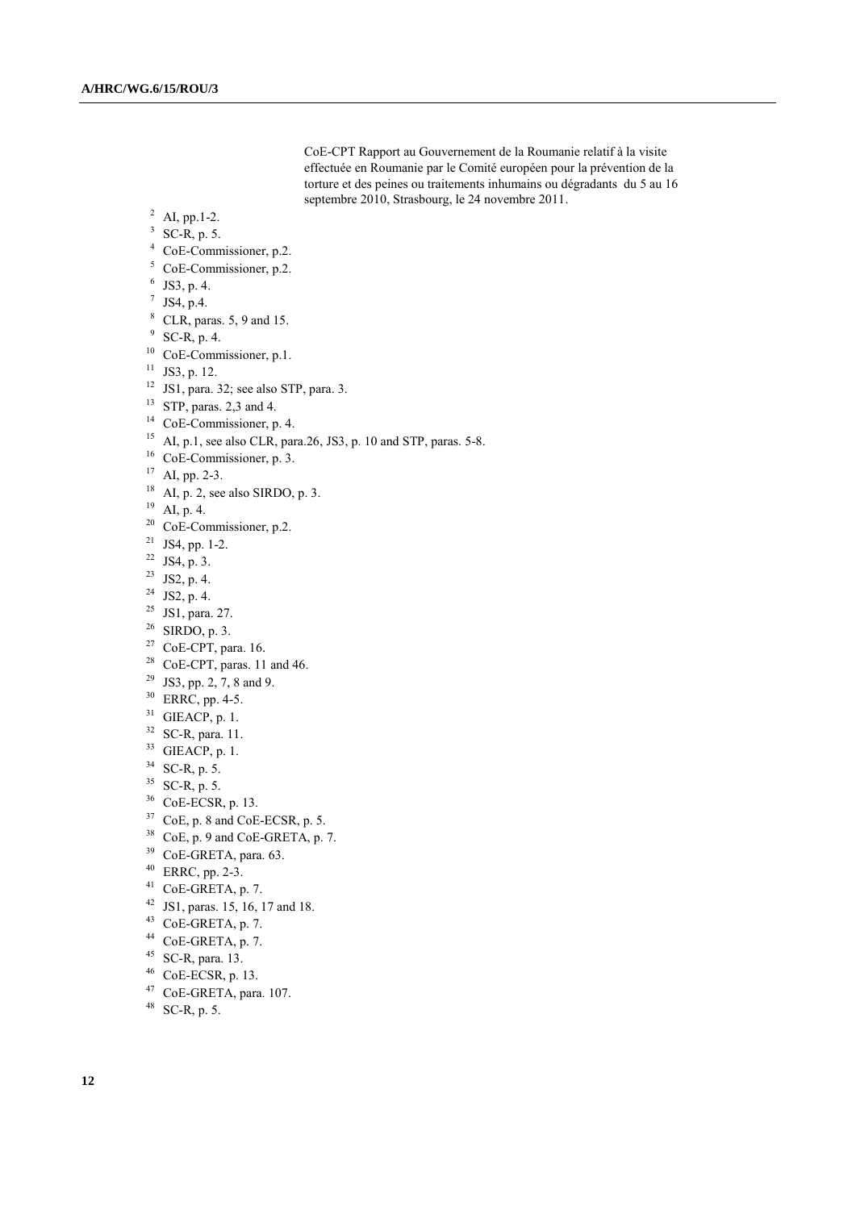CoE-CPT Rapport au Gouvernement de la Roumanie relatif à la visite effectuée en Roumanie par le Comité européen pour la prévention de la torture et des peines ou traitements inhumains ou dégradants du 5 au 16 septembre 2010, Strasbourg, le 24 novembre 2011.

[2] AI, pp.1-2.

[3] SC-R, p. 5.

[4] CoE-Commissioner, p.2.

[5] CoE-Commissioner, p.2.

[6] JS3, p. 4.

[7] JS4, p.4.

[8] CLR, paras. 5, 9 and 15.

[9] SC-R, p. 4.

[10] CoE-Commissioner, p.1.

[11] JS3, p. 12.

[12] JS1, para. 32; see also STP, para. 3.

[13] STP, paras. 2,3 and 4.

[14] CoE-Commissioner, p. 4.

[15] AI, p.1, see also CLR, para.26, JS3, p. 10 and STP, paras. 5-8.

[16] CoE-Commissioner, p. 3.

[17] AI, pp. 2-3.

[18] AI, p. 2, see also SIRDO, p. 3.

[19] AI, p. 4.

[20] CoE-Commissioner, p.2.

[21] JS4, pp. 1-2.

[22] JS4, p. 3.

[23] JS2, p. 4.

[24] JS2, p. 4.

[25] JS1, para. 27.

[26] SIRDO, p. 3.

[27] CoE-CPT, para. 16.

[28] CoE-CPT, paras. 11 and 46.

[29] JS3, pp. 2, 7, 8 and 9.

[30] ERRC, pp. 4-5.

[31] GIEACP, p. 1.

[32] SC-R, para. 11.

[33] GIEACP, p. 1.

[34] SC-R, p. 5.

[35] SC-R, p. 5.

[36] CoE-ECSR, p. 13.

[37] CoE, p. 8 and CoE-ECSR, p. 5.

[38] CoE, p. 9 and CoE-GRETA, p. 7.

[39] CoE-GRETA, para. 63.

[40] ERRC, pp. 2-3.

[41] CoE-GRETA, p. 7.

[42] JS1, paras. 15, 16, 17 and 18.

[43] CoE-GRETA, p. 7.

[44] CoE-GRETA, p. 7.

[45] SC-R, para. 13.

[46] CoE-ECSR, p. 13.

[47] CoE-GRETA, para. 107.

[48] SC-R, p. 5.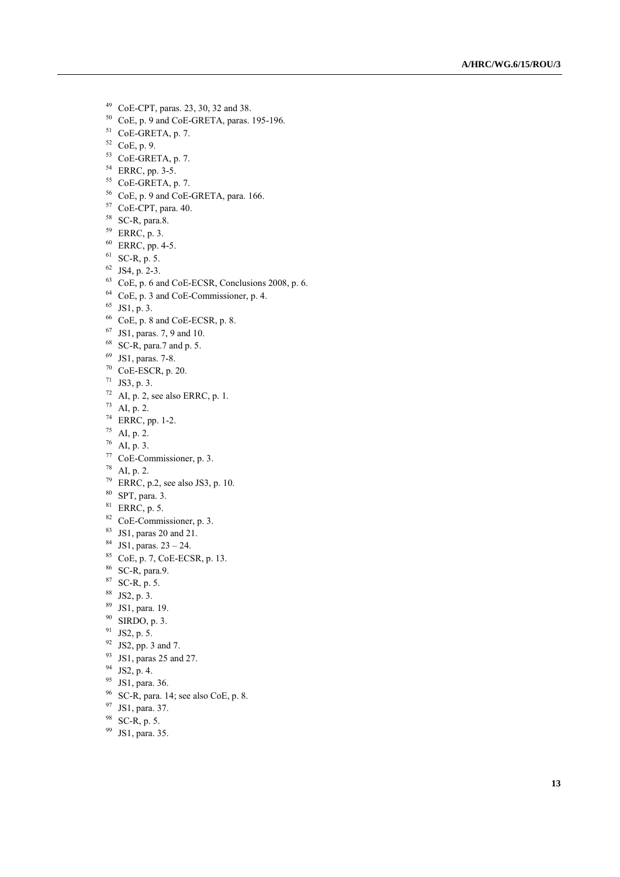[49] CoE-CPT, paras. 23, 30, 32 and 38.
[50] CoE, p. 9 and CoE-GRETA, paras. 195-196.
[51] CoE-GRETA, p. 7.
[52] CoE, p. 9.
[53] CoE-GRETA, p. 7.
[54] ERRC, pp. 3-5.
[55] CoE-GRETA, p. 7.
[56] CoE, p. 9 and CoE-GRETA, para. 166.
[57] CoE-CPT, para. 40.
[58] SC-R, para.8.
[59] ERRC, p. 3.
[60] ERRC, pp. 4-5.
[61] SC-R, p. 5.
[62] JS4, p. 2-3.
[63] CoE, p. 6 and CoE-ECSR, Conclusions 2008, p. 6.
[64] CoE, p. 3 and CoE-Commissioner, p. 4.
[65] JS1, p. 3.
[66] CoE, p. 8 and CoE-ECSR, p. 8.
[67] JS1, paras. 7, 9 and 10.
[68] SC-R, para.7 and p. 5.
[69] JS1, paras. 7-8.
[70] CoE-ESCR, p. 20.
[71] JS3, p. 3.
[72] AI, p. 2, see also ERRC, p. 1.
[73] AI, p. 2.
[74] ERRC, pp. 1-2.
[75] AI, p. 2.
[76] AI, p. 3.
[77] CoE-Commissioner, p. 3.
[78] AI, p. 2.
[79] ERRC, p.2, see also JS3, p. 10.
[80] SPT, para. 3.
[81] ERRC, p. 5.
[82] CoE-Commissioner, p. 3.
[83] JS1, paras 20 and 21.
[84] JS1, paras. 23 – 24.
[85] CoE, p. 7, CoE-ECSR, p. 13.
[86] SC-R, para.9.
[87] SC-R, p. 5.
[88] JS2, p. 3.
[89] JS1, para. 19.
[90] SIRDO, p. 3.
[91] JS2, p. 5.
[92] JS2, pp. 3 and 7.
[93] JS1, paras 25 and 27.
[94] JS2, p. 4.
[95] JS1, para. 36.
[96] SC-R, para. 14; see also CoE, p. 8.
[97] JS1, para. 37.
[98] SC-R, p. 5.
[99] JS1, para. 35.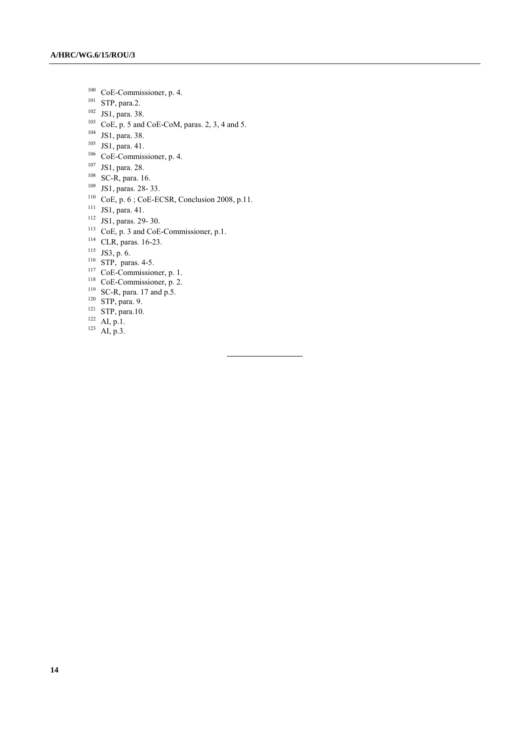[100] CoE-Commissioner, p. 4.
[101] STP, para.2.
[102] JS1, para. 38.
[103] CoE, p. 5 and CoE-CoM, paras. 2, 3, 4 and 5.
[104] JS1, para. 38.
[105] JS1, para. 41.
[106] CoE-Commissioner, p. 4.
[107] JS1, para. 28.
[108] SC-R, para. 16.
[109] JS1, paras. 28- 33.
[110] CoE, p. 6 ; CoE-ECSR, Conclusion 2008, p.11.
[111] JS1, para. 41.
[112] JS1, paras. 29- 30.
[113] CoE, p. 3 and CoE-Commissioner, p.1.
[114] CLR, paras. 16-23.
[115] JS3, p. 6.
[116] STP, paras. 4-5.
[117] CoE-Commissioner, p. 1.
[118] CoE-Commissioner, p. 2.
[119] SC-R, para. 17 and p.5.
[120] STP, para. 9.
[121] STP, para.10.
[122] AI, p.1.
[123] AI, p.3.